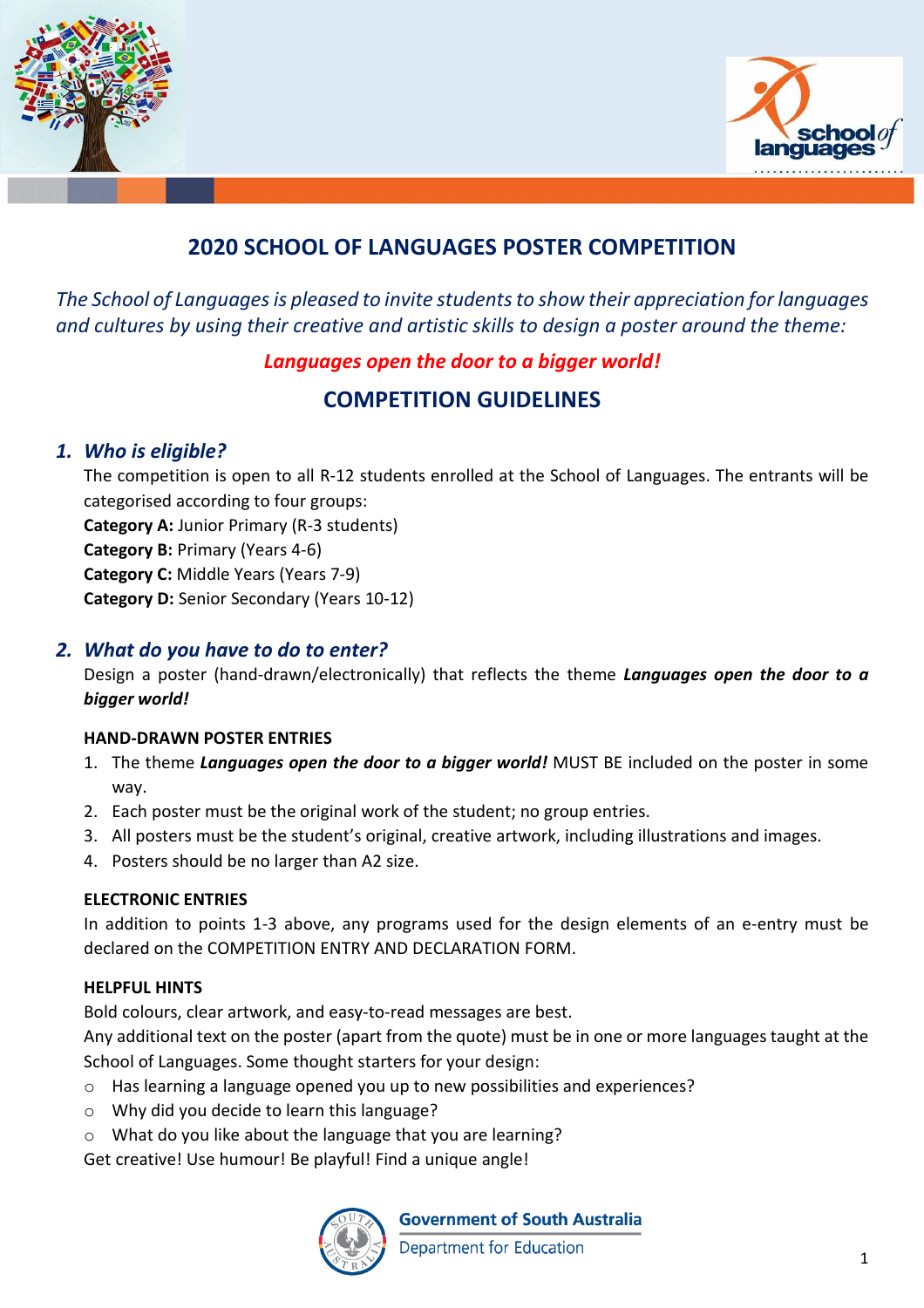# 2020 SCHOOL OF LANGUAGES POSTER COMPETITION

*The School of Languages is pleased to invite students to show their appreciation for languages and cultures by using their creative and artistic skills to design a poster around the theme:*

***Languages open the door to a bigger world!***

## COMPETITION GUIDELINES

### 1. *Who is eligible?*

The competition is open to all R-12 students enrolled at the School of Languages. The entrants will be categorised according to four groups:

**Category A:** Junior Primary (R-3 students)
**Category B:** Primary (Years 4-6)
**Category C:** Middle Years (Years 7-9)
**Category D:** Senior Secondary (Years 10-12)

### 2. *What do you have to do to enter?*

Design a poster (hand-drawn/electronically) that reflects the theme ***Languages open the door to a bigger world!***

**HAND-DRAWN POSTER ENTRIES**

1. The theme ***Languages open the door to a bigger world!*** MUST BE included on the poster in some way.
2. Each poster must be the original work of the student; no group entries.
3. All posters must be the student's original, creative artwork, including illustrations and images.
4. Posters should be no larger than A2 size.

**ELECTRONIC ENTRIES**

In addition to points 1-3 above, any programs used for the design elements of an e-entry must be declared on the COMPETITION ENTRY AND DECLARATION FORM.

**HELPFUL HINTS**

Bold colours, clear artwork, and easy-to-read messages are best.
Any additional text on the poster (apart from the quote) must be in one or more languages taught at the School of Languages. Some thought starters for your design:

- Has learning a language opened you up to new possibilities and experiences?
- Why did you decide to learn this language?
- What do you like about the language that you are learning?

Get creative! Use humour! Be playful! Find a unique angle!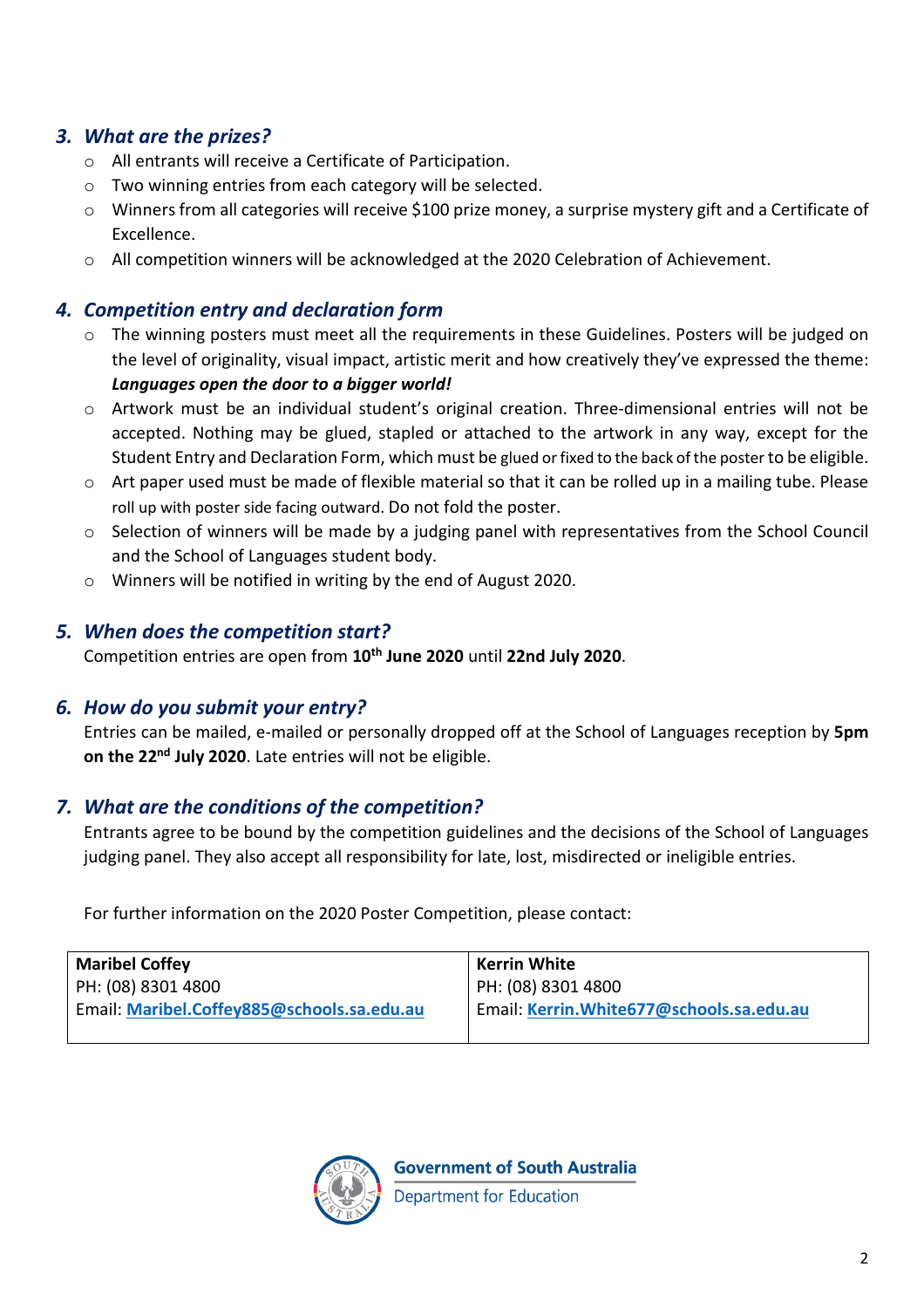## 3. *What are the prizes?*

- All entrants will receive a Certificate of Participation.
- Two winning entries from each category will be selected.
- Winners from all categories will receive $100 prize money, a surprise mystery gift and a Certificate of Excellence.
- All competition winners will be acknowledged at the 2020 Celebration of Achievement.

## 4. *Competition entry and declaration form*

- The winning posters must meet all the requirements in these Guidelines. Posters will be judged on the level of originality, visual impact, artistic merit and how creatively they've expressed the theme: ***Languages open the door to a bigger world!***
- Artwork must be an individual student's original creation. Three-dimensional entries will not be accepted. Nothing may be glued, stapled or attached to the artwork in any way, except for the Student Entry and Declaration Form, which must be glued or fixed to the back of the poster to be eligible.
- Art paper used must be made of flexible material so that it can be rolled up in a mailing tube. Please roll up with poster side facing outward. Do not fold the poster.
- Selection of winners will be made by a judging panel with representatives from the School Council and the School of Languages student body.
- Winners will be notified in writing by the end of August 2020.

## 5. *When does the competition start?*

Competition entries are open from **10th June 2020** until **22nd July 2020**.

## 6. *How do you submit your entry?*

Entries can be mailed, e-mailed or personally dropped off at the School of Languages reception by **5pm on the 22nd July 2020**. Late entries will not be eligible.

## 7. *What are the conditions of the competition?*

Entrants agree to be bound by the competition guidelines and the decisions of the School of Languages judging panel. They also accept all responsibility for late, lost, misdirected or ineligible entries.

For further information on the 2020 Poster Competition, please contact:

| | |
|---|---|
| **Maribel Coffey**<br>PH: (08) 8301 4800<br>Email: **Maribel.Coffey885@schools.sa.edu.au** | **Kerrin White**<br>PH: (08) 8301 4800<br>Email: **Kerrin.White677@schools.sa.edu.au** |

**Government of South Australia**
Department for Education